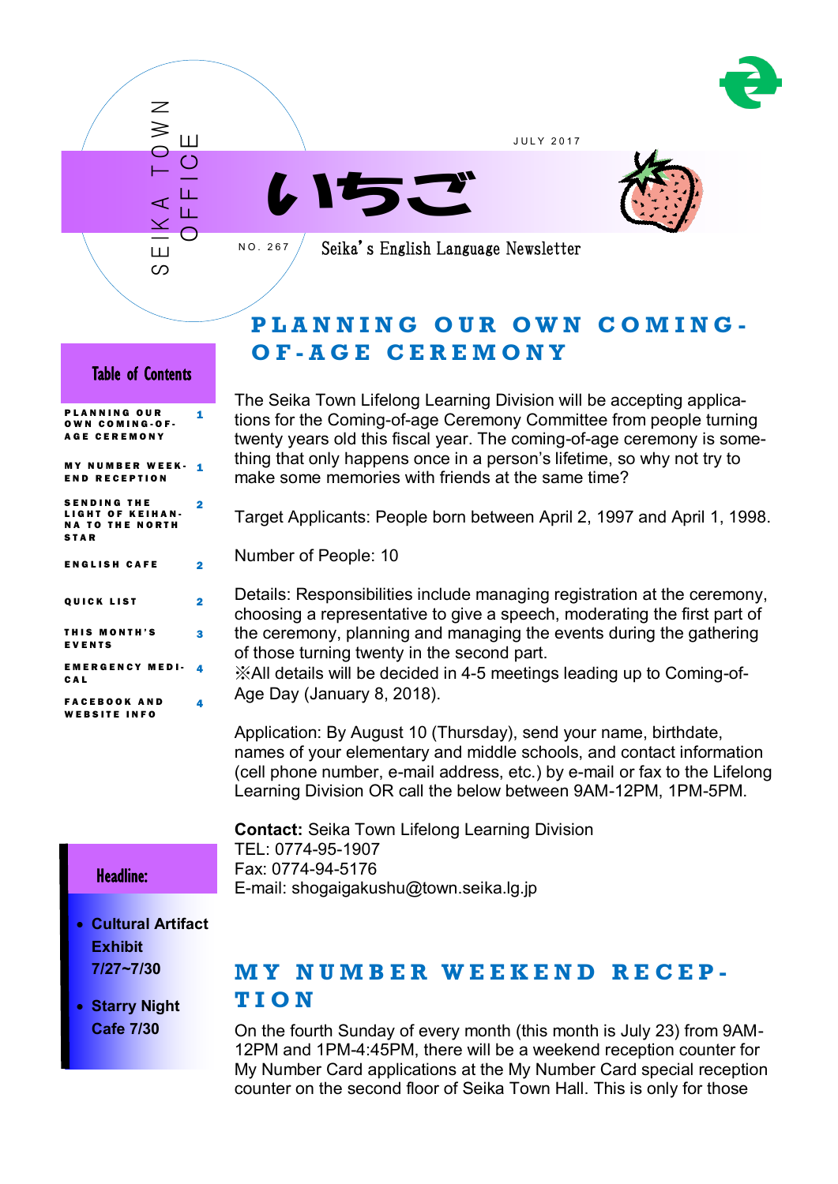SEIKA TOWN OFFICE

JULY 2017

# いちご

NO. 267

Seika's English Language Newsletter

**Table of Contents**

| | |
|---|---|
| PLANNING OUR OWN COMING-OF-AGE CEREMONY | 1 |
| MY NUMBER WEEKEND RECEPTION | 1 |
| SENDING THE LIGHT OF KEIHANNA TO THE NORTH STAR | 2 |
| ENGLISH CAFE | 2 |
| QUICK LIST | 2 |
| THIS MONTH'S EVENTS | 3 |
| EMERGENCY MEDICAL | 4 |
| FACEBOOK AND WEBSITE INFO | 4 |

**Headline:**

- **Cultural Artifact Exhibit 7/27~7/30**
- **Starry Night Cafe 7/30**

## PLANNING OUR OWN COMING-OF-AGE CEREMONY

The Seika Town Lifelong Learning Division will be accepting applications for the Coming-of-age Ceremony Committee from people turning twenty years old this fiscal year. The coming-of-age ceremony is something that only happens once in a person's lifetime, so why not try to make some memories with friends at the same time?

Target Applicants: People born between April 2, 1997 and April 1, 1998.

Number of People: 10

Details: Responsibilities include managing registration at the ceremony, choosing a representative to give a speech, moderating the first part of the ceremony, planning and managing the events during the gathering of those turning twenty in the second part.
※All details will be decided in 4-5 meetings leading up to Coming-of-Age Day (January 8, 2018).

Application: By August 10 (Thursday), send your name, birthdate, names of your elementary and middle schools, and contact information (cell phone number, e-mail address, etc.) by e-mail or fax to the Lifelong Learning Division OR call the below between 9AM-12PM, 1PM-5PM.

**Contact:** Seika Town Lifelong Learning Division
TEL: 0774-95-1907
Fax: 0774-94-5176
E-mail: shogaigakushu@town.seika.lg.jp

## MY NUMBER WEEKEND RECEPTION

On the fourth Sunday of every month (this month is July 23) from 9AM-12PM and 1PM-4:45PM, there will be a weekend reception counter for My Number Card applications at the My Number Card special reception counter on the second floor of Seika Town Hall. This is only for those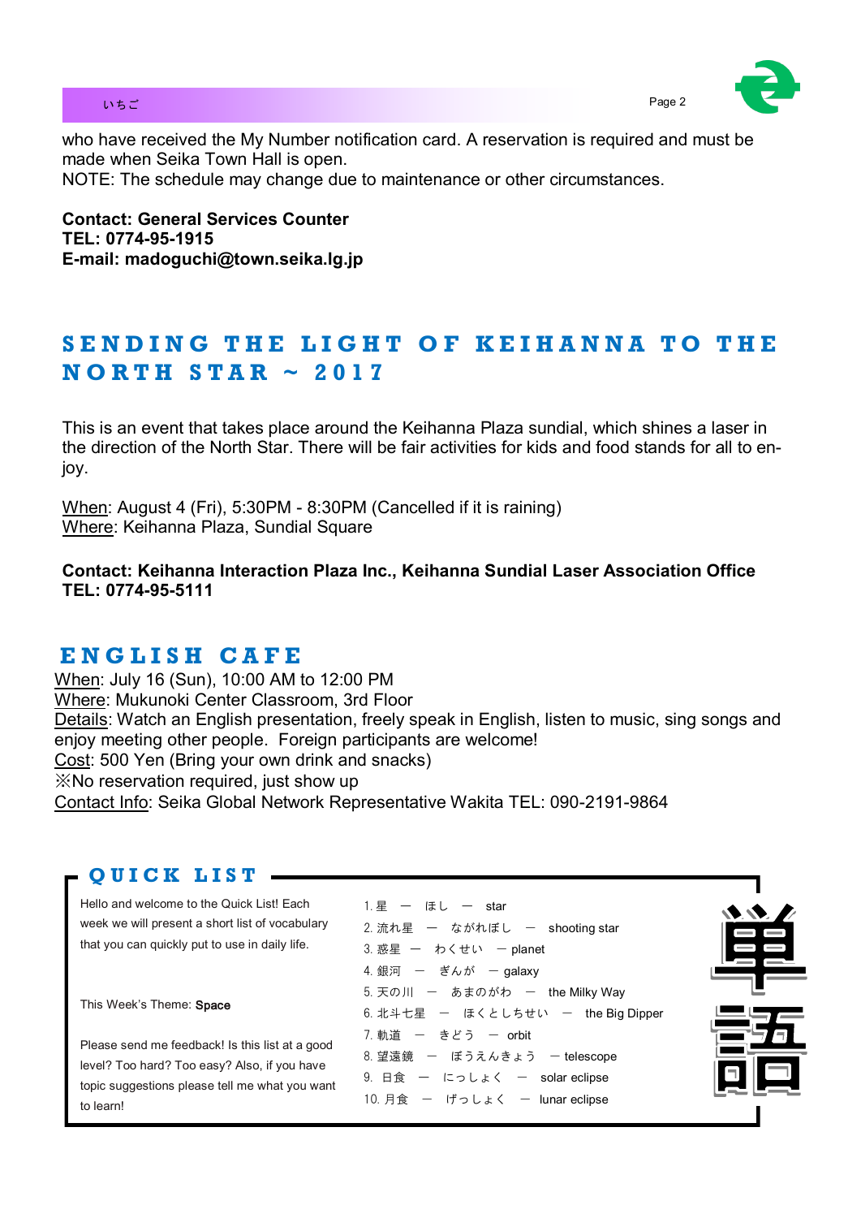who have received the My Number notification card. A reservation is required and must be made when Seika Town Hall is open.
NOTE: The schedule may change due to maintenance or other circumstances.

**Contact: General Services Counter**
**TEL: 0774-95-1915**
**E-mail: madoguchi@town.seika.lg.jp**

## SENDING THE LIGHT OF KEIHANNA TO THE NORTH STAR ~ 2017

This is an event that takes place around the Keihanna Plaza sundial, which shines a laser in the direction of the North Star. There will be fair activities for kids and food stands for all to enjoy.

When: August 4 (Fri), 5:30PM - 8:30PM (Cancelled if it is raining)
Where: Keihanna Plaza, Sundial Square

**Contact: Keihanna Interaction Plaza Inc., Keihanna Sundial Laser Association Office**
**TEL: 0774-95-5111**

## ENGLISH CAFE

When: July 16 (Sun), 10:00 AM to 12:00 PM
Where: Mukunoki Center Classroom, 3rd Floor
Details: Watch an English presentation, freely speak in English, listen to music, sing songs and enjoy meeting other people.  Foreign participants are welcome!
Cost: 500 Yen (Bring your own drink and snacks)
※No reservation required, just show up
Contact Info: Seika Global Network Representative Wakita TEL: 090-2191-9864

## QUICK LIST

Hello and welcome to the Quick List! Each week we will present a short list of vocabulary that you can quickly put to use in daily life.

This Week's Theme: **Space**

Please send me feedback! Is this list at a good level? Too hard? Too easy? Also, if you have topic suggestions please tell me what you want to learn!

1. 星 ー ほし ー star
2. 流れ星 ー ながれぼし ー shooting star
3. 惑星 ー わくせい ー planet
4. 銀河 ー ぎんが ー galaxy
5. 天の川 ー あまのがわ ー the Milky Way
6. 北斗七星 ー ほくとしちせい ー the Big Dipper
7. 軌道 ー きどう ー orbit
8. 望遠鏡 ー ぼうえんきょう ー telescope
9. 日食 ー にっしょく ー solar eclipse
10. 月食 ー げっしょく ー lunar eclipse

単語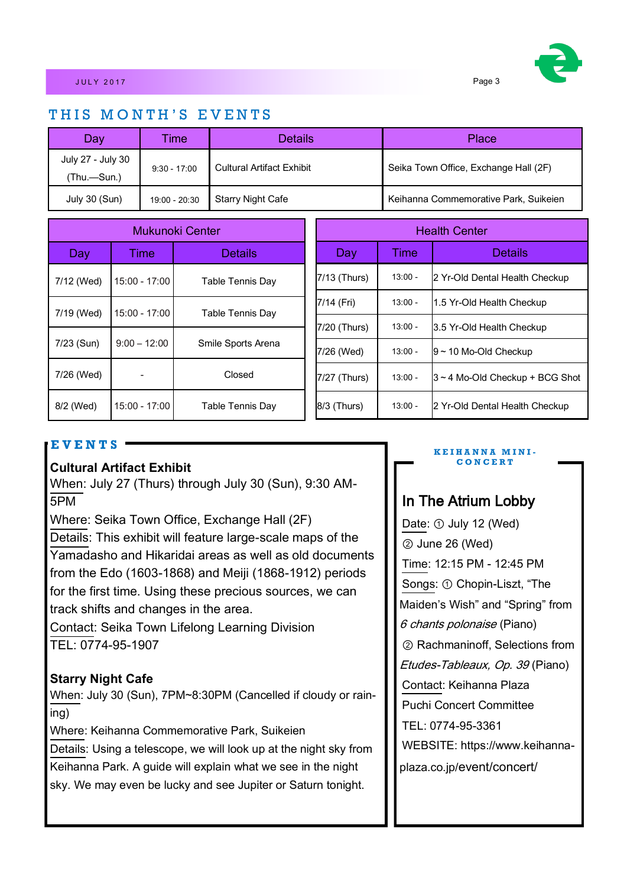## THIS MONTH'S EVENTS

| Day | Time | Details | Place |
|---|---|---|---|
| July 27 - July 30 (Thu.—Sun.) | 9:30 - 17:00 | Cultural Artifact Exhibit | Seika Town Office, Exchange Hall (2F) |
| July 30 (Sun) | 19:00 - 20:30 | Starry Night Cafe | Keihanna Commemorative Park, Suikeien |

| Mukunoki Center | | |
|---|---|---|
| Day | Time | Details |
| 7/12 (Wed) | 15:00 - 17:00 | Table Tennis Day |
| 7/19 (Wed) | 15:00 - 17:00 | Table Tennis Day |
| 7/23 (Sun) | 9:00 – 12:00 | Smile Sports Arena |
| 7/26 (Wed) | - | Closed |
| 8/2 (Wed) | 15:00 - 17:00 | Table Tennis Day |

| Health Center | | |
|---|---|---|
| Day | Time | Details |
| 7/13 (Thurs) | 13:00 - | 2 Yr-Old Dental Health Checkup |
| 7/14 (Fri) | 13:00 - | 1.5 Yr-Old Health Checkup |
| 7/20 (Thurs) | 13:00 - | 3.5 Yr-Old Health Checkup |
| 7/26 (Wed) | 13:00 - | 9 ~ 10 Mo-Old Checkup |
| 7/27 (Thurs) | 13:00 - | 3 ~ 4 Mo-Old Checkup + BCG Shot |
| 8/3 (Thurs) | 13:00 - | 2 Yr-Old Dental Health Checkup |

## EVENTS

**Cultural Artifact Exhibit**

When: July 27 (Thurs) through July 30 (Sun), 9:30 AM-5PM

Where: Seika Town Office, Exchange Hall (2F)

Details: This exhibit will feature large-scale maps of the Yamadasho and Hikaridai areas as well as old documents from the Edo (1603-1868) and Meiji (1868-1912) periods for the first time. Using these precious sources, we can track shifts and changes in the area.

Contact: Seika Town Lifelong Learning Division

TEL: 0774-95-1907

**Starry Night Cafe**

When: July 30 (Sun), 7PM~8:30PM (Cancelled if cloudy or raining)

Where: Keihanna Commemorative Park, Suikeien

Details: Using a telescope, we will look up at the night sky from Keihanna Park. A guide will explain what we see in the night sky. We may even be lucky and see Jupiter or Saturn tonight.

## KEIHANNA MINI-CONCERT

### In The Atrium Lobby

Date: ① July 12 (Wed)

② June 26 (Wed)

Time: 12:15 PM - 12:45 PM

Songs: ① Chopin-Liszt, “The Maiden’s Wish” and “Spring” from *6 chants polonaise* (Piano)

② Rachmaninoff, Selections from *Etudes-Tableaux, Op. 39* (Piano)

Contact: Keihanna Plaza Puchi Concert Committee

TEL: 0774-95-3361

WEBSITE: https://www.keihanna-plaza.co.jp/event/concert/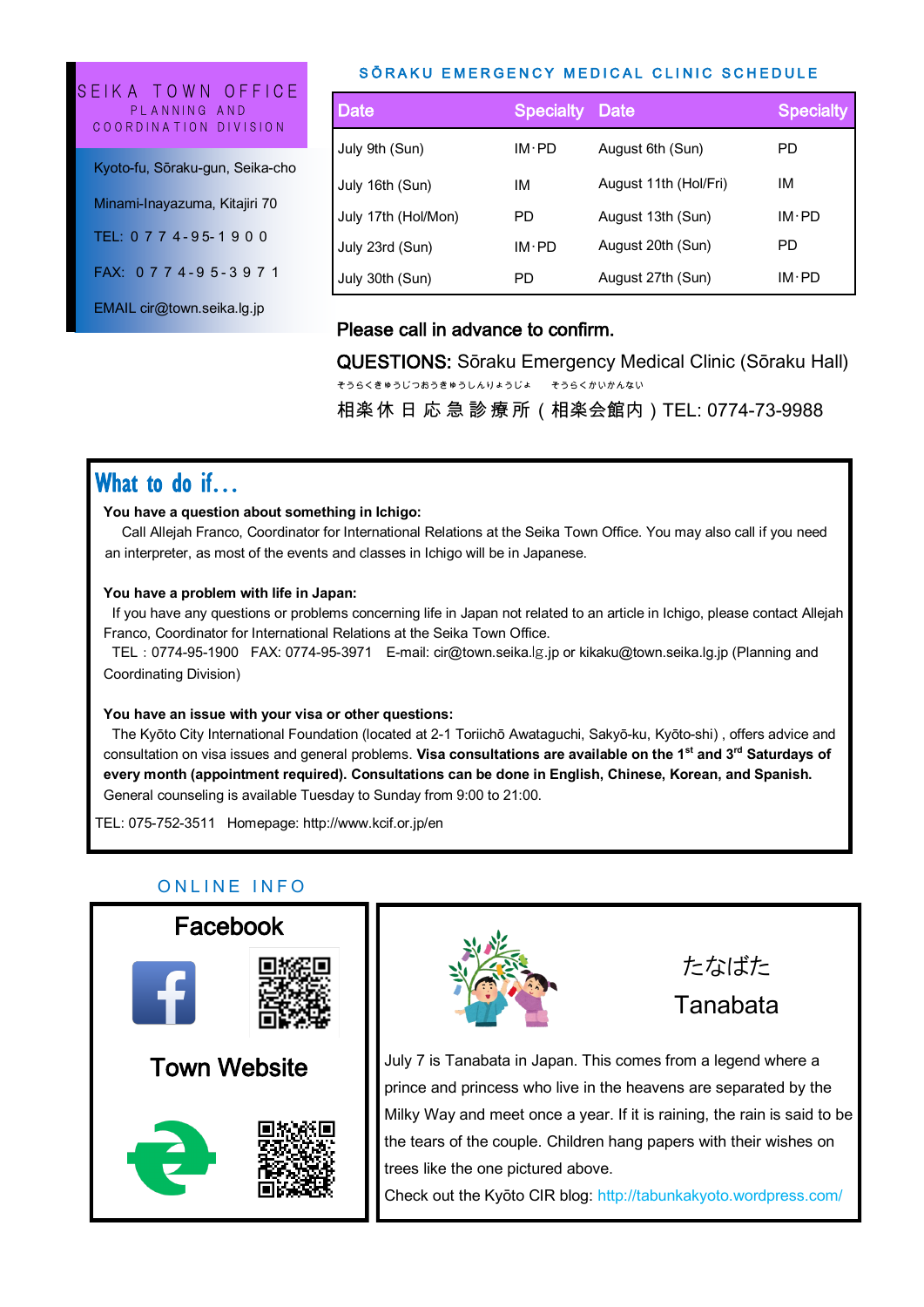SEIKA TOWN OFFICE
PLANNING AND COORDINATION DIVISION

Kyoto-fu, Sōraku-gun, Seika-cho

Minami-Inayazuma, Kitajiri 70

TEL: ０７７４-95-１９００

FAX: ０７７４-９５-３９７１

EMAIL cir@town.seika.lg.jp

## SŌRAKU EMERGENCY MEDICAL CLINIC SCHEDULE

| Date | Specialty | Date | Specialty |
|---|---|---|---|
| July 9th (Sun) | IM･PD | August 6th (Sun) | PD |
| July 16th (Sun) | IM | August 11th (Hol/Fri) | IM |
| July 17th (Hol/Mon) | PD | August 13th (Sun) | IM･PD |
| July 23rd (Sun) | IM･PD | August 20th (Sun) | PD |
| July 30th (Sun) | PD | August 27th (Sun) | IM･PD |

Please call in advance to confirm.

QUESTIONS: Sōraku Emergency Medical Clinic (Sōraku Hall)

相楽休日応急診療所（相楽会館内）TEL: 0774-73-9988

## What to do if…

**You have a question about something in Ichigo:**

Call Allejah Franco, Coordinator for International Relations at the Seika Town Office. You may also call if you need an interpreter, as most of the events and classes in Ichigo will be in Japanese.

**You have a problem with life in Japan:**

If you have any questions or problems concerning life in Japan not related to an article in Ichigo, please contact Allejah Franco, Coordinator for International Relations at the Seika Town Office.

TEL：0774-95-1900　FAX: 0774-95-3971　E-mail: cir@town.seika.lg.jp or kikaku@town.seika.lg.jp (Planning and Coordinating Division)

**You have an issue with your visa or other questions:**

The Kyōto City International Foundation (located at 2-1 Toriichō Awataguchi, Sakyō-ku, Kyōto-shi) , offers advice and consultation on visa issues and general problems. **Visa consultations are available on the 1st and 3rd Saturdays of every month (appointment required). Consultations can be done in English, Chinese, Korean, and Spanish.** General counseling is available Tuesday to Sunday from 9:00 to 21:00.

TEL: 075-752-3511　Homepage: http://www.kcif.or.jp/en

## ONLINE INFO

Facebook

Town Website

## たなばた Tanabata

July 7 is Tanabata in Japan. This comes from a legend where a prince and princess who live in the heavens are separated by the Milky Way and meet once a year. If it is raining, the rain is said to be the tears of the couple. Children hang papers with their wishes on trees like the one pictured above.

Check out the Kyōto CIR blog: http://tabunkakyoto.wordpress.com/